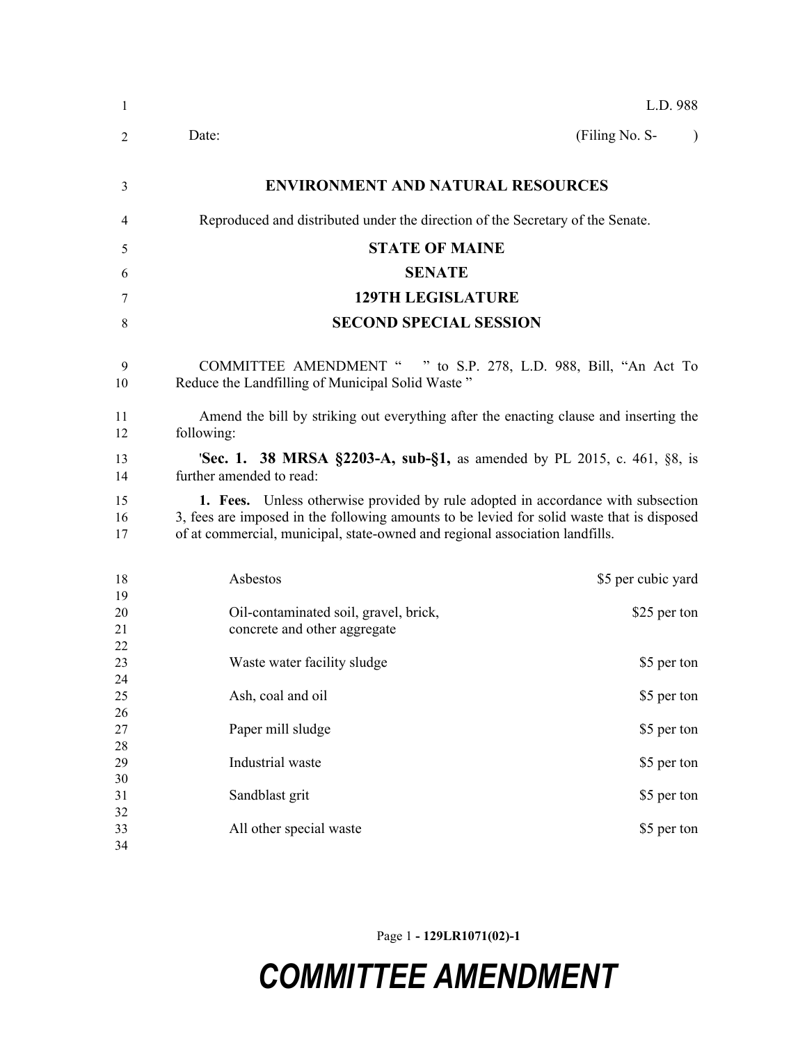L.D. 988

Date: (Filing No. S- )

## ENVIRONMENT AND NATURAL RESOURCES

Reproduced and distributed under the direction of the Secretary of the Senate.

## STATE OF MAINE

## SENATE

## 129TH LEGISLATURE

## SECOND SPECIAL SESSION

COMMITTEE AMENDMENT " " to S.P. 278, L.D. 988, Bill, "An Act To Reduce the Landfilling of Municipal Solid Waste "

Amend the bill by striking out everything after the enacting clause and inserting the following:

'**Sec. 1. 38 MRSA §2203-A, sub-§1,** as amended by PL 2015, c. 461, §8, is further amended to read:

**1. Fees.** Unless otherwise provided by rule adopted in accordance with subsection 3, fees are imposed in the following amounts to be levied for solid waste that is disposed of at commercial, municipal, state-owned and regional association landfills.

| | |
|---|---|
| Asbestos | $5 per cubic yard |
| Oil-contaminated soil, gravel, brick, concrete and other aggregate | $25 per ton |
| Waste water facility sludge | $5 per ton |
| Ash, coal and oil | $5 per ton |
| Paper mill sludge | $5 per ton |
| Industrial waste | $5 per ton |
| Sandblast grit | $5 per ton |
| All other special waste | $5 per ton |

Page 1 - 129LR1071(02)-1

**COMMITTEE AMENDMENT**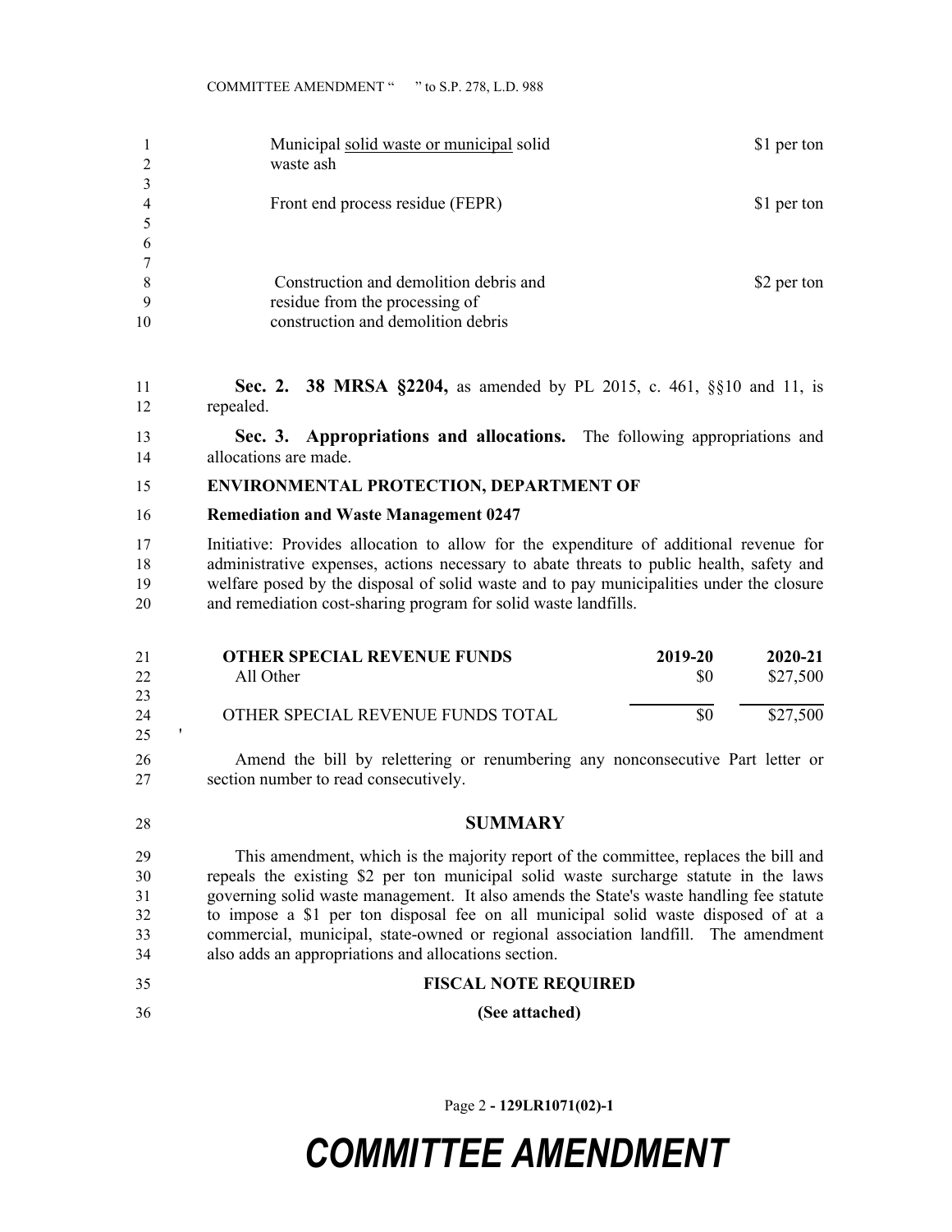| | |
|---|---|
| Municipal <u>solid waste or municipal</u> solid waste ash | $1 per ton |
| Front end process residue (FEPR) | $1 per ton |
| Construction and demolition debris and residue from the processing of construction and demolition debris | $2 per ton |

**Sec. 2. 38 MRSA §2204,** as amended by PL 2015, c. 461, §§10 and 11, is repealed.

**Sec. 3. Appropriations and allocations.** The following appropriations and allocations are made.

**ENVIRONMENTAL PROTECTION, DEPARTMENT OF**

**Remediation and Waste Management 0247**

Initiative: Provides allocation to allow for the expenditure of additional revenue for administrative expenses, actions necessary to abate threats to public health, safety and welfare posed by the disposal of solid waste and to pay municipalities under the closure and remediation cost-sharing program for solid waste landfills.

| **OTHER SPECIAL REVENUE FUNDS** | **2019-20** | **2020-21** |
|---|---|---|
| All Other | $0 | $27,500 |
| OTHER SPECIAL REVENUE FUNDS TOTAL | $0 | $27,500 |

'

Amend the bill by relettering or renumbering any nonconsecutive Part letter or section number to read consecutively.

## SUMMARY

This amendment, which is the majority report of the committee, replaces the bill and repeals the existing $2 per ton municipal solid waste surcharge statute in the laws governing solid waste management. It also amends the State's waste handling fee statute to impose a $1 per ton disposal fee on all municipal solid waste disposed of at a commercial, municipal, state-owned or regional association landfill. The amendment also adds an appropriations and allocations section.

**FISCAL NOTE REQUIRED**

**(See attached)**